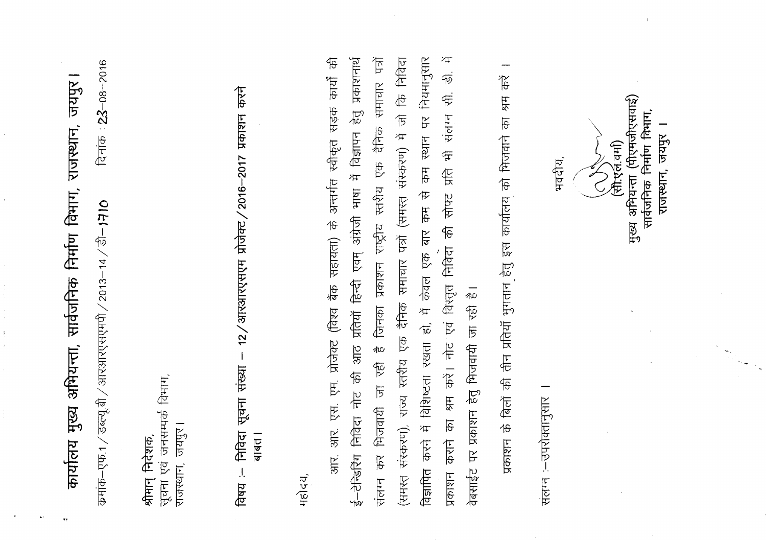# कार्यालय मुख्य अभियन्ता, सार्वजनिक निर्माण विभाग, राजस्थान, जयपुर।

क्रमांक–एफ.1/डब्ल्यू.बी/आरआरएसएमपी/2013–14/डी–1710 दिनांक : 23–08–2016

श्रीमान् निदेशक,
सूचना एवं जनसम्पर्क विभाग,
राजस्थान, जयपुर।

**विषय :– निविदा सूचना संख्या – 12/आरआरएसएम प्रोजेक्ट/2016–2017 प्रकाशन करने बाबत।**

महोदय,

आर. आर. एस. एम. प्रोजेक्ट (विश्व बैंक सहायता) के अन्तर्गत स्वीकृत सड़क कार्यों की ई–टेन्डरिंग निविदा नोट की आठ प्रतियाँ हिन्दी एवम् अंग्रेजी भाषा में विज्ञापन हेतु प्रकाशनार्थ संलग्न कर भिजवायी जा रही है जिनका प्रकाशन राष्ट्रीय स्तरीय एक दैनिक समाचार पत्रों (समस्त संस्करण), राज्य स्तरीय एक दैनिक समाचार पत्रों (समस्त संस्करण) में जो कि निविदा विज्ञापित करने में विशिष्टता रखता हो, में केवल एक बार कम से कम स्थान पर नियमानुसार प्रकाशन कराने का श्रम करें। नोट एवं विस्तृत निविदा की सोफ्ट प्रति भी संलग्न सी. डी. में वेबसाईट पर प्रकाशन हेतु भिजवायी जा रही है।

प्रकाशन के बिलों की तीन प्रतियाँ भुगतान हेतु इस कार्यालय को भिजवाने का श्रम करें।

संलग्न :–उपरोक्तानुसार।

भवदीय,

(सी.एल.वर्मा)
मुख्य अभियन्ता (पीएमजीएसवाई)
सार्वजनिक निर्माण विभाग,
राजस्थान, जयपुर।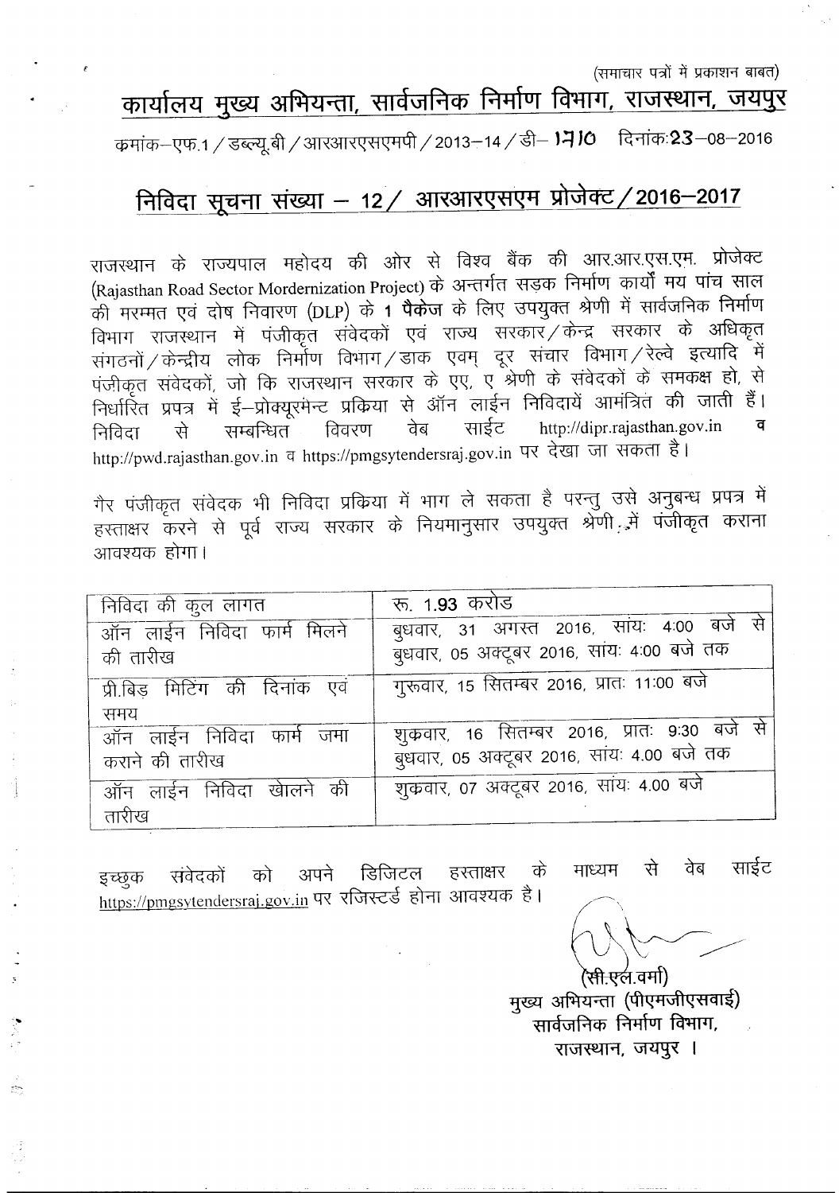(समाचार पत्रों में प्रकाशन बाबत)

# कार्यालय मुख्य अभियन्ता, सार्वजनिक निर्माण विभाग, राजस्थान, जयपुर

क्रमांक–एफ.1 / डब्ल्यू.बी / आरआरएसएमपी / 2013–14 / डी– 1710 दिनांक:23–08–2016

## निविदा सूचना संख्या – 12 / आरआरएसएम प्रोजेक्ट / 2016–2017

राजस्थान के राज्यपाल महोदय की ओर से विश्व बैंक की आर.आर.एस.एम. प्रोजेक्ट (Rajasthan Road Sector Mordernization Project) के अन्तर्गत सड़क निर्माण कार्यों मय पांच साल की मरम्मत एवं दोष निवारण (DLP) के **1 पैकेज** के लिए उपयुक्त श्रेणी में सार्वजनिक निर्माण विभाग राजस्थान में पंजीकृत संवेदकों एवं राज्य सरकार / केन्द्र सरकार के अधिकृत संगठनों / केन्द्रीय लोक निर्माण विभाग / डाक एवम् दूर संचार विभाग / रेल्वे इत्यादि में पंजीकृत संवेदकों, जो कि राजस्थान सरकार के एए, ए श्रेणी के संवेदकों के समकक्ष हो, से निर्धारित प्रपत्र में ई–प्रोक्यूरमेन्ट प्रकिया से ऑन लाईन निविदायें आमंत्रित की जाती हैं। निविदा से सम्बन्धित विवरण वेब साईट http://dipr.rajasthan.gov.in व http://pwd.rajasthan.gov.in व https://pmgsytendersraj.gov.in पर देखा जा सकता है।

गैर पंजीकृत संवेदक भी निविदा प्रकिया में भाग ले सकता है परन्तु उसे अनुबन्ध प्रपत्र में हस्ताक्षर करने से पूर्व राज्य सरकार के नियमानुसार उपयुक्त श्रेणी में पंजीकृत कराना आवश्यक होगा।

| निविदा की कुल लागत | रू. 1.93 करोड |
|---|---|
| ऑन लाईन निविदा फार्म मिलने की तारीख | बुधवार, 31 अगस्त 2016, सांयः 4:00 बजे से बुधवार, 05 अक्टूबर 2016, सांयः 4:00 बजे तक |
| प्री.बिड मिटिंग की दिनांक एवं समय | गुरूवार, 15 सितम्बर 2016, प्रातः 11:00 बजे |
| ऑन लाईन निविदा फार्म जमा कराने की तारीख | शुक्रवार, 16 सितम्बर 2016, प्रातः 9:30 बजे से बुधवार, 05 अक्टूबर 2016, सांयः 4.00 बजे तक |
| ऑन लाईन निविदा खोलने की तारीख | शुक्रवार, 07 अक्टूबर 2016, सांयः 4.00 बजे |

इच्छुक संवेदकों को अपने डिजिटल हस्ताक्षर के माध्यम से वेब साईट https://pmgsytendersraj.gov.in पर रजिस्टर्ड होना आवश्यक है।

(सी.एल.वर्मा)
मुख्य अभियन्ता (पीएमजीएसवाई)
सार्वजनिक निर्माण विभाग,
राजस्थान, जयपुर ।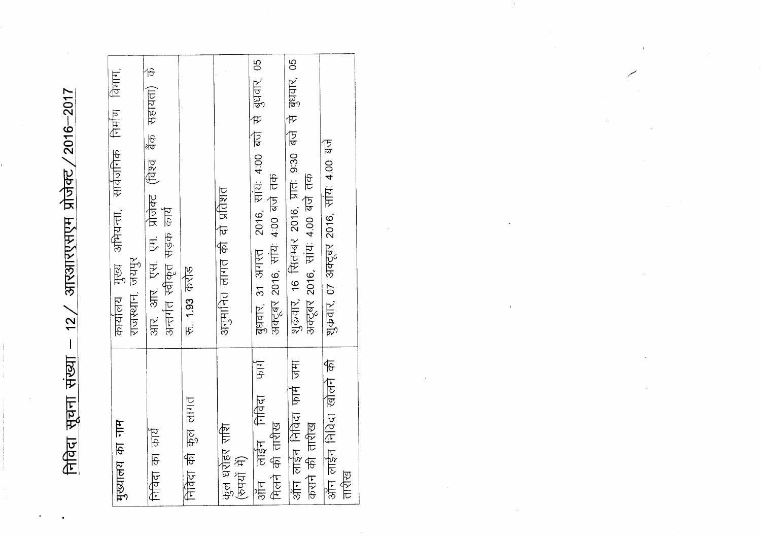# निविदा सूचना संख्या – 12/ आरआरएसएम प्रोजेक्ट/2016–2017

| | |
|---|---|
| मुख्यालय का नाम | कार्यालय मुख्य अभियन्ता, सार्वजनिक निर्माण विभाग, राजस्थान, जयपुर |
| निविदा का कार्य | आर. आर. एस. एम. प्रोजेक्ट (विश्व बैंक सहायता) के अन्तर्गत स्वीकृत सड़क कार्य |
| निविदा की कुल लागत | रू. 1.93 करोड़ |
| कुल धरोहर राशि (रूपयों में) | अनुमानित लागत की दो प्रतिशत |
| ऑन लाईन निविदा फार्म मिलने की तारीख | बुधवार, 31 अगस्त 2016, सांयः 4:00 बजे से बुधवार, 05 अक्टूबर 2016, सांयः 4:00 बजे तक |
| ऑन लाईन निविदा फार्म जमा कराने की तारीख | शुक्रवार, 16 सितम्बर 2016, प्रातः 9:30 बजे से बुधवार, 05 अक्टूबर 2016, सांयः 4.00 बजे तक |
| ऑन लाईन निविदा खोलने की तारीख | शुक्रवार, 07 अक्टूबर 2016, सांयः 4.00 बजे |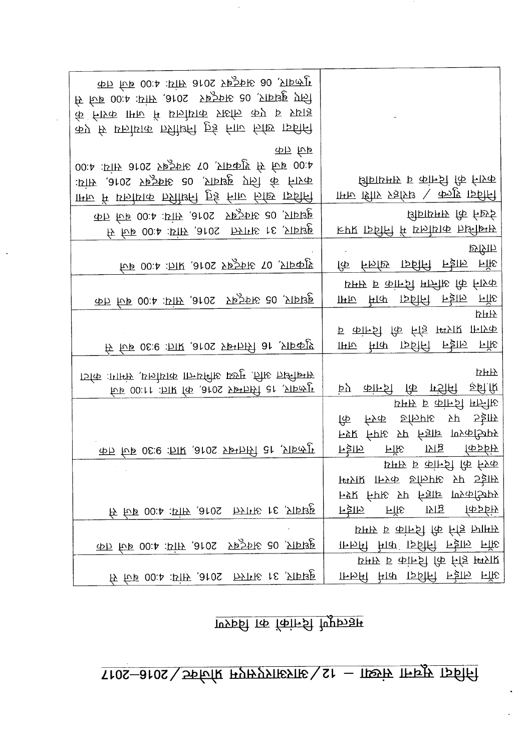# निविदा सूचना संख्या – 12/आर0आर0पी0 प्रोजेक्ट/2016–2017

## महत्वपूर्ण तिथियों का विवरण

| | |
|---|---|
| ऑन लाईन निविदा फार्म निकालने की तिथि व समय | बुधवार, 31 अगस्त 2016, सांयः 4:00 बजे से |
| ऑन लाईन निविदा फार्म निकालने की तिथि व समय | बुधवार, 05 अक्टूबर 2016, सांयः 4:00 बजे तक |
| संविदाकार द्वारा ऑन लाईन व्यक्तिगत लॉगिन पर अपना प्रश्न बोर्ड पर अपलोड करने प्रारम्भ करने की तिथि व समय | बुधवार, 31 अगस्त 2016, सांयः 4:00 बजे से |
| संविदाकार द्वारा ऑन लाईन व्यक्तिगत लॉगिन पर अपना प्रश्न बोर्ड पर अपलोड करने की अन्तिम तिथि व समय | शुक्रवार, 15 सितम्बर 2016, प्रातः 9:30 बजे तक |
| प्री बिड मीटिंग की तिथि एवं समय | शुक्रवार, 15 सितम्बर 2016, को प्रातः 11:00 बजे सम्बन्धित अधि. मुख्य अभियन्ता कार्यालय, संभाग: कोटा |
| ऑन लाईन निविदा फार्म जमा करने प्रारम्भ करने की दिनांक व समय | शुक्रवार, 16 सितम्बर 2016, प्रातः 9:30 बजे से |
| ऑन लाईन निविदा फार्म जमा करने की अंतिम दिनांक व समय | बुधवार, 05 अक्टूबर 2016, सांयः 4:00 बजे तक |
| ऑन लाईन निविदा खोलने की तारीख | शुक्रवार, 07 अक्टूबर 2016, प्रातः 4:00 बजे |
| सम्बन्धित कार्यालय में निविदा प्रपत्र देखने की समयावधि | बुधवार, 31 अगस्त 2016, सांयः 4:00 बजे से बुधवार, 05 अक्टूबर 2016, सांयः 4:00 बजे तक |
| निविदा शुल्क / धरोहर राशि जमा करने की दिनांक व समयावधि | निविदा शुल्क राशि हेतु निर्धारित कार्यालय में जमा करने के लिए बुधवार, 05 अक्टूबर 2016, सांयः 4:00 बजे से शुक्रवार, 07 अक्टूबर 2016 सांयः 4:00 बजे तक |
| - | निविदा शुल्क राशि हेतु निर्धारित कार्यालय से एक ड्राफ्ट व एक लेटर कार्यालय में जमा करने के लिए बुधवार, 05 अक्टूबर 2016, सांयः 4:00 बजे से गुरुवार, 06 अक्टूबर 2016 सांयः 4:00 बजे तक |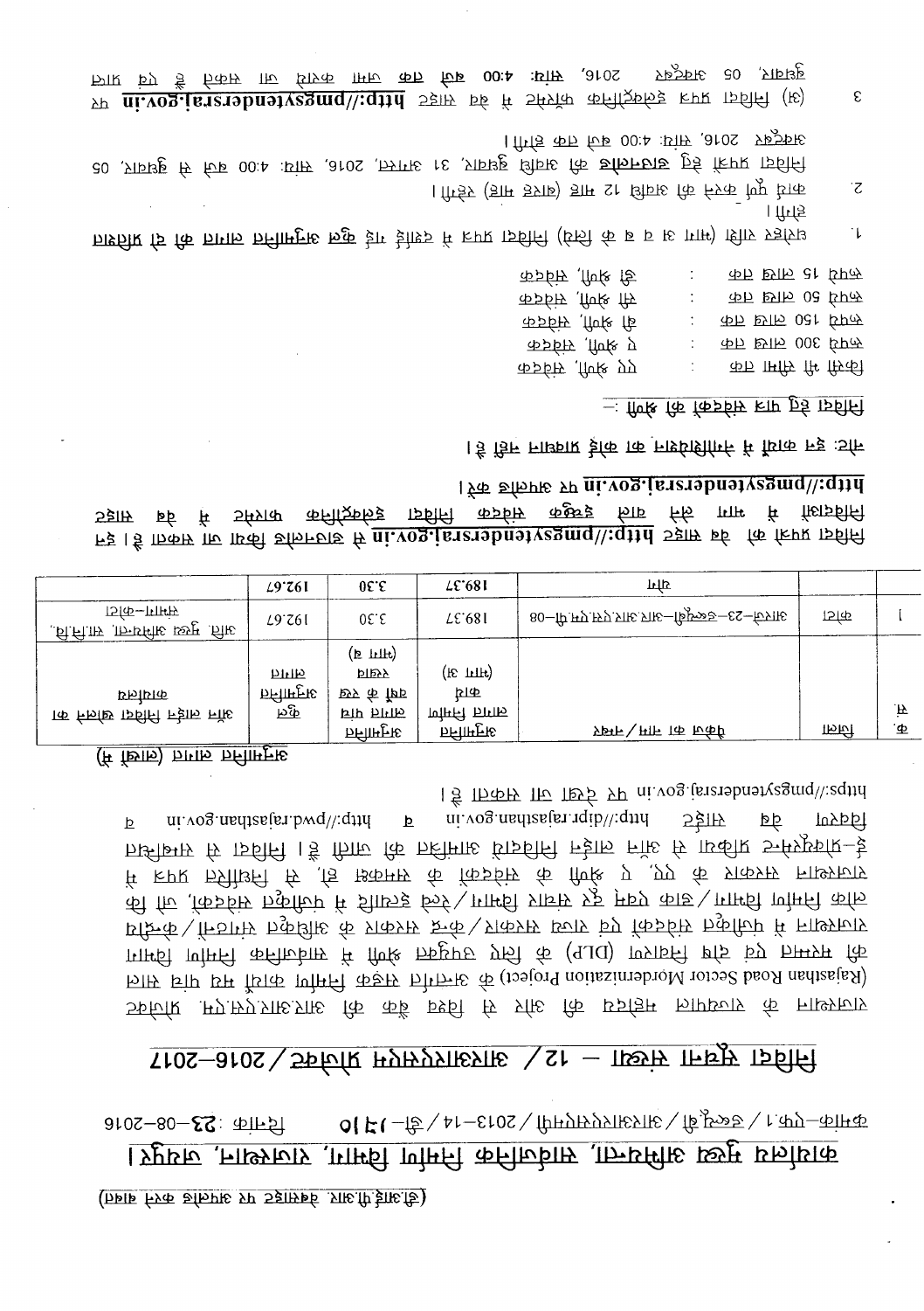(डी.आई.पी.आर. वेबसाइट पर अपलोड करने हेतु)

## कार्यालय मुख्य अभियन्ता, सार्वजनिक निर्माण विभाग, राजस्थान, जयपुर।

क्रमांक–एफ.1/ठेका/आरएसआरएमपी/2013-14/डी- 1210 दिनांक: 23-08-2016

### निविदा सूचना संख्या – 12/ आरएसआरएमपी प्रोजेक्ट/2016–2017

राजस्थान के राज्यपाल महोदय की ओर से विश्व बैंक की आर.एस.आर.एम.पी. परियोजना (Rajasthan Road Sector Mordernization Project) के अन्तर्गत सड़क निर्माण कार्य हेतु पांच वर्ष की रखरखाव एवं दोष निवारण (DLP) के लिए उपयुक्त श्रेणी में सार्वजनिक निर्माण विभाग राजस्थान में पंजीकृत संवेदकों एवं केन्द्र सरकार/राज्य सरकार के अधीनस्थ संस्थानों/केन्द्रीय लोक निर्माण विभाग/डाक एवं दूर संचार विभाग/रेल्वे उपक्रमों में पंजीकृत संवेदकों, जो कि राजस्थान सरकार के ए.ए. व ए श्रेणी के संवेदकों के समकक्ष हों, से निर्धारित प्रपत्र में ई–प्रोक्यूरमेंट प्रक्रिया से ऑन लाइन निविदायें आमंत्रित की जाती है। निविदा विवरण वेब साइट http://dipr.rajasthan.gov.in व http://pwd.rajasthan.gov.in व https://pmgsytendersraj.gov.in पर देखा जा सकता है।

अनुमानित लागत (लाखों में)

| क्र.सं. | जिला | सड़क का नाम/पैकेज | अनुमानित लागत कार्य (भाग अ) | अनुमानित लागत पांच वर्ष के रख रखाव (भाग ब) | कुल अनुमानित लागत | ऑन लाईन निविदा खोलने का कार्यालय |
|---|---|---|---|---|---|---|
| 1 | करौली | आरसी–23–करौली–आर.आर.एस.एम.पी.–08 | 189.37 | 3.30 | 192.67 | अति. मुख्य अभियन्ता, पी.पी.पी. सम्भाग–करौली |
| | | योग | 189.37 | 3.30 | 192.67 | |

निविदा प्रपत्र की वेब साइट http://pmgsytendersraj.gov.in से डाउनलोड किये जा सकते है। एवं निविदायें में भाग लेने वाले इच्छुक संवेदक निविदा इलेक्ट्रॉनिक प्रपत्र में वेब साइट http://pmgsytendersraj.gov.in पर अपलोड करें।

नोटः उक्त कार्य में अनिवार्यताओं का कोई प्रावधान नहीं है।

निविदा हेतु पात्र संवेदकों की श्रेणी :-

किसी भी राशि तक : एए श्रेणी, संवेदक
रुपये 300 लाख तक : ए श्रेणी, संवेदक
रुपये 150 लाख तक : बी श्रेणी, संवेदक
रुपये 50 लाख तक : सी श्रेणी, संवेदक
रुपये 15 लाख तक : डी श्रेणी, संवेदक

1. धरोहर राशि (भाग अ व ब की राशि) निविदा प्रपत्र में दर्शाई गई कुल अनुमानित लागत का दो प्रतिशत होगी।
2. कार्य पूर्ण करने की अवधि 12 माह (बारह माह) रहेगी।
   निविदा प्रपत्र इलेक्ट्रोनिक हेतु डाउनलोड की अवधि बुधवार, 31 अगस्त, 2016, सांय 4:00 बजे से बुधवार, 05 अक्टूबर 2016, सांय 4:00 बजे तक होगी।
3. (क) निविदा प्रपत्र इलेक्ट्रॉनिक प्रारूप में वेब साइट http://pmgsytendersraj.gov.in पर बुधवार, 05 अक्टूबर 2016, सांयः 4:00 बजे तक अपलोड किये जा सकते है एवं यह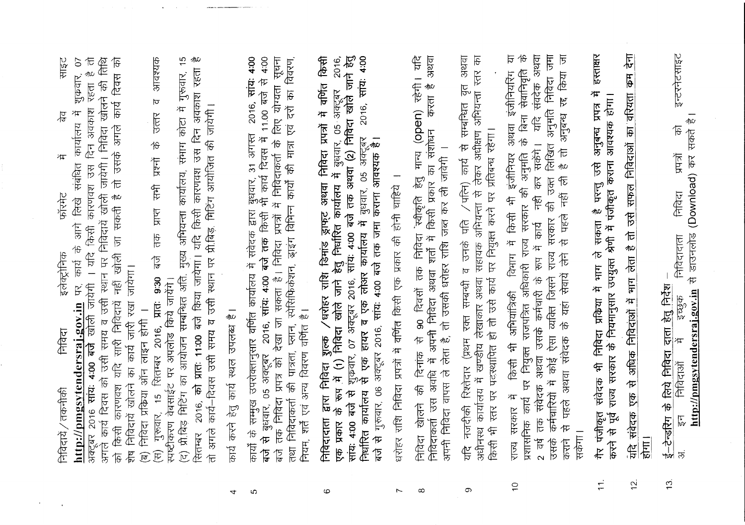निविदायें/तकनीकी निविदा इलेक्ट्रॉनिक फॉरमेट में वेब साइट **http://pmgsytendersraj.gov.in** पर, कार्य के आगे लिखे संबंधित कार्यालय में शुक्रवार, 07 अक्टूबर 2016 **सांयः 4:00 बजे** खोली जायेगी । यदि किसी कारणवश उस दिन अवकाश रहता है तो अगले कार्य दिवस को उसी समय व उसी स्थान पर निविदायें खोली जायेगी। निविदा खोलने की तिथि को किसी कारणवश यदि सारी निविदायें नहीं खोली जा सकती है तो उसके अगले कार्य दिवस को शेष निविदायें खोलने का कार्य जारी रखा जायेगा।

(ब) निविदा प्रक्रिया ऑन लाइन होगी ।

(स) गुरूवार, 15 सितम्बर 2016, **प्रातः 9:30** बजे तक प्राप्त सभी प्रश्नों के उत्तर व आवश्यक स्पष्टीकरण वेबसाईट पर अपलोड किये जायेंगे।

(द) प्री.बिड मिटिंग का आयोजन सम्बन्धित अति. मुख्य अभियन्ता कार्यालय, संभाग कोटा में गुरूवार, 15 सितम्बर 2016, **को प्रातः 11:00 बजे** किया जायेगा। यदि किसी कारणवश उस दिन अवकाश रहता है तो अगले कार्य–दिवस उसी समय व उसी स्थान पर प्री.बिड. मिटिंग आयोजित की जायेगी।

4. कार्य करने हेतु कार्य स्थल उपलब्ध है।

5. कार्यों के सम्मुख उपरोक्तानुसार वर्णित कार्यालय में संवेदक द्वारा बुधवार, 31 अगस्त 2016, **सांयः 4:00 बजे से** बुधवार, 05 अक्टूबर 2016, **सांयः 4:00 बजे तक** किसी भी कार्य दिवस में 11.00 बजे से 4:00 बजे तक निविदा प्रपत्र को देखा जा सकता है। निविदा प्रपत्रों में निविदाकर्ता के लिए योग्यता सूचना तथा निविदाकर्ता की पात्रता, प्लान, स्पेसिफिकेशन, ड्राइंग विभिन्न कार्यों की मात्रा एवं दरों का विवरण, नियम, शर्तें एवं अन्य विवरण वर्णित है।

6. **निविदादाता द्वारा निविदा शुल्क /धरोहर राशि डिमांड ड्राफ्ट अथवा निविदा प्रपत्रों में वर्णित किसी एक प्रकार के रूप में (1) निविदा खोले जाने हेतु निर्धारित कार्यालय में** बुधवार, 05 अक्टूबर 2016, **सांयः 4:00 बजे से** शुक्रवार, 07 अक्टूबर 2016, **सांयः 4:00 बजे तक अथवा (2) निविदा खोले जाने हेतु निर्धारित कार्यालय से एक हायर व एक लोअर कार्यालय में** बुधवार, 05 अक्टूबर 2016, **सांयः 4:00** बजे से गुरूवार, 06 अक्टूबर 2016, **सांयः 4:00 बजे तक जमा कराना आवश्यक है।**

7. धरोहर राशि निविदा प्रपत्रों में वर्णित किसी एक प्रकार की होनी चाहिये ।

8. निविदा खोलने की दिनांक से 90 दिवसों तक निविदा स्वीकृति हेतु मान्य **(open)** रहेगी। यदि निविदाकर्ता उस अवधि में अपनी निविदा अथवा शर्तों में किसी प्रकार का संशोधन करता है अथवा अपनी निविदा वापस ले लेता है, तो उसकी धरोहर राशि जब्त कर ली जावेगी ।

9. यदि नजदीकी रिश्तेदार (प्रथम रक्त सम्बन्धी व उनके पति /पत्नि) कार्य से सम्बन्धित वृत अथवा अधीनस्थ कार्यालय में खण्डीय लेखाकार अथवा सहायक अभियन्ता से लेकर अधीक्षण अभियन्ता स्तर का किसी भी स्तर पर पदस्थापित हो तो उसे कार्य पर नियुक्त करने पर प्रतिबन्ध रहेगा।

10. राज्य सरकार में किसी भी अभियांत्रिकी विभाग में किसी भी इंजीनियर अथवा इंजीनियरिंग या प्रशासनिक कार्य पर नियुक्त राजपत्रित अधिकारी राज्य सरकार की अनुमति के बिना सेवानिवृति के 2 वर्ष तक संवेदक अथवा उसके कर्मचारी के रूप में कार्य नहीं कर सकेंगे। यदि संवेदक अथवा उसके कर्मचारियों में कोई ऐसा व्यक्ति जिसने राज्य सरकार की उक्त लिखित अनुमति निविदा जमा कराने से पहले अथवा संवेदक के यहां सेवायें लेने से पहले नहीं ली है तो अनुबन्ध रद्द किया जा सकेगा।

11. **गैर पंजीकृत संवेदक भी निविदा प्रकिया में भाग ले सकता है परन्तु उसे अनुबन्ध प्रपत्र में हस्ताक्षर करने से पूर्व राज्य सरकार के नियमानुसार उपयुक्त श्रेणी में पंजीकृत कराना आवश्यक होगा।**

12. **यदि संवेदक एक से अधिक निविदाओं में भाग लेता है तो उसे सफल निविदाओं का वरियता क्रम देना होगा।**

13. **ई–टेन्डरिंग के लिये निविदा दाता हेतु निर्देश** –

अ. इन निविदाओं में इच्छुक निविदादाता निविदा प्रपत्रों को इन्टरनेटसाइट **http://pmgsytendersraj.gov.in** से डाउनलोड **(Download)** कर सकते है।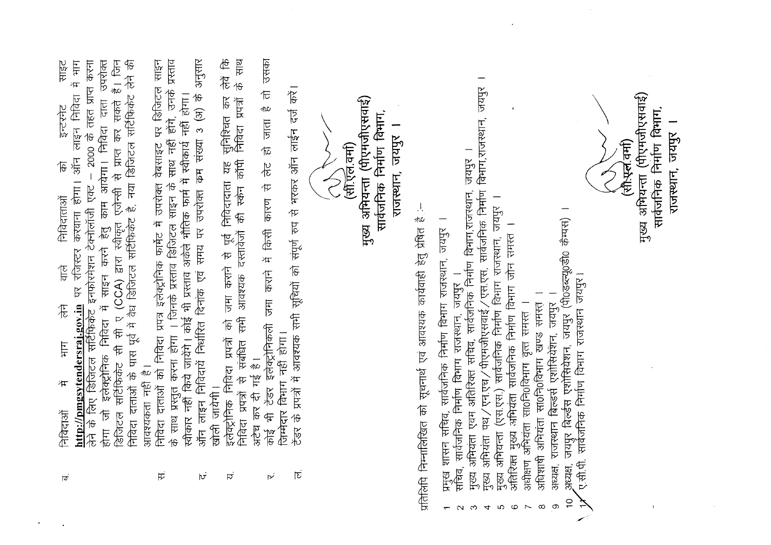ब. निविदाओं में भाग लेने वाले निविदाताओं को इन्टरनेट साइट **http://pmgsytendersraj.gov.in** पर रजिस्टर करवाना होगा। ऑन लाइन निविदा में भाग लेने के लिए डिजिटल सर्टिफिकेट इनफोरमेशन टेक्नोलॉजी एक्ट – 2000 के तहत प्राप्त करना होगा जो इलेक्ट्रोनिक निविदा में साइन करने हेतु काम आयेगा। निविदा दाता उपरोक्त डिजिटल सर्टिफिकेट सी सी ए (CCA) द्वारा स्वीकृत एजेन्सी से प्राप्त कर सकते हैं। जिन निविदा दाताओं के पास पूर्व में वैध डिजिटल सर्टिफिकेट है, नया डिजिटल सर्टिफिकेट लेने की आवश्यकता नहीं है।

स. निविदा दाताओं को निविदा प्रपत्र इलेक्ट्रोनिक फार्मेट में उपरोक्त वेबसाइट पर डिजिटल साइन के साथ प्रस्तुत करना होगा। जिनके प्रस्ताव डिजिटल साइन के साथ नहीं होंगे, उनके प्रस्ताव स्वीकार नहीं किये जायेंगे। कोई भी प्रस्ताव अकेले भौतिक फार्म में स्वीकार्य नहीं होगा।

द. ऑन लाइन निविदायें निर्धारित दिनांक एवं समय पर उपरोक्त क्रम संख्या 3 (अ) के अनुसार खोली जायेगी।

य. इलेक्ट्रोनिक निविदा प्रपत्रों को जमा कराने से पूर्व निविदादाता यह सुनिश्चित कर लेवें कि निविदा प्रपत्रों से संबंधित सभी आवश्यक दस्तावेजों की स्केन कॉपी निविदा प्रपत्रों के साथ अटेच कर दी गई है।

र. कोई भी टेंडर इलेक्ट्रोनिकली जमा कराने में किसी कारण से लेट हो जाता है तो उसका जिम्मेदार विभाग नहीं होगा।

ल. टेंडर के प्रपत्रों में आवश्यक सभी सूचियों को संपूर्ण रूप से भरकर ऑन लाईन दर्ज करें।

(सी.एल.वर्मा)
मुख्य अभियन्ता (पीएमजीएसवाई)
सार्वजनिक निर्माण विभाग,
राजस्थान, जयपुर।

प्रतिलिपि निम्नलिखित को सूचनार्थ एवं आवश्यक कार्यवाही हेतु प्रेषित है :-

1. प्रमुख शासन सचिव, सार्वजनिक निर्माण विभाग राजस्थान, जयपुर।
2. सचिव, सार्वजनिक निर्माण विभाग राजस्थान, जयपुर।
3. मुख्य अभियंता एवम अतिरिक्त सचिव, सार्वजनिक निर्माण विभाग,राजस्थान, जयपुर।
4. मुख्य अभियंता पथ/एन.एच/पीएमजीएसवाई/एस.एस. सार्वजनिक निर्माण विभाग,राजस्थान, जयपुर।
5. मुख्य अभियन्ता (एस.एस.) सार्वजनिक निर्माण विभाग राजस्थान, जयपुर।
6. अतिरिक्त मुख्य अभियंता सार्वजनिक निर्माण विभाग जोन समस्त।
7. अधीक्षण अभियंता सा0नि0विभाग वृत्त समस्त।
8. अधिशाषी अभियंता सा0नि0विभाग खण्ड समस्त।
9. अध्यक्ष, राजस्थान बिल्डर्स एशोसियेशन, जयपुर।
10. अध्यक्ष, जयपुर बिल्डर्स एशोसियेशन, जयपुर (पी0डब्ल्यू0डी0 कैम्पस)।
11. ए.सी.पी. सार्वजनिक निर्माण विभाग राजस्थान जयपुर।

(सी.एल.वर्मा)
मुख्य अभियन्ता (पीएमजीएसवाई)
सार्वजनिक निर्माण विभाग,
राजस्थान, जयपुर।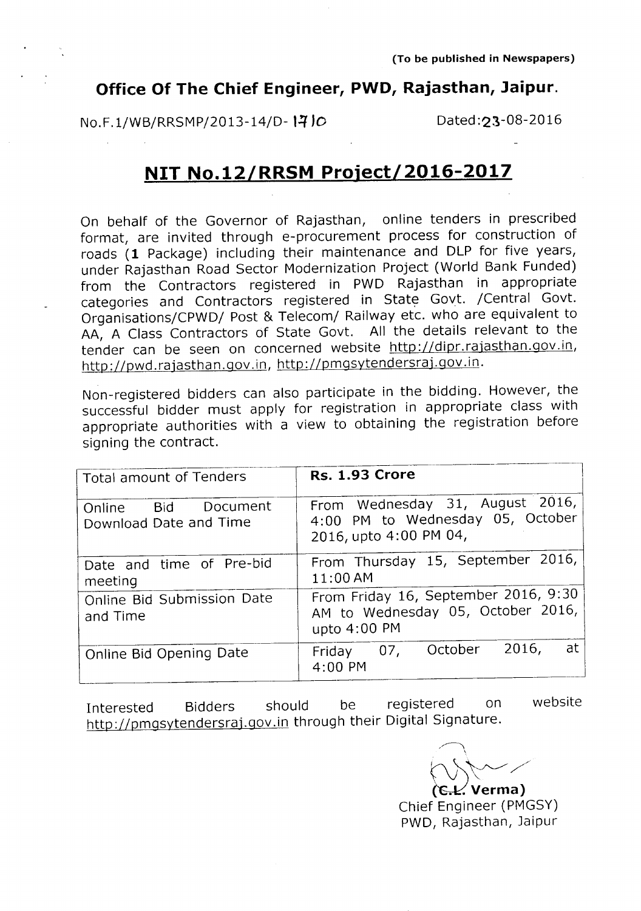(To be published in Newspapers)

## Office Of The Chief Engineer, PWD, Rajasthan, Jaipur.

No.F.1/WB/RRSMP/2013-14/D- 1710 Dated:23-08-2016

# NIT No.12/RRSM Project/2016-2017

On behalf of the Governor of Rajasthan, online tenders in prescribed format, are invited through e-procurement process for construction of roads (**1** Package) including their maintenance and DLP for five years, under Rajasthan Road Sector Modernization Project (World Bank Funded) from the Contractors registered in PWD Rajasthan in appropriate categories and Contractors registered in State Govt. /Central Govt. Organisations/CPWD/ Post & Telecom/ Railway etc. who are equivalent to AA, A Class Contractors of State Govt. All the details relevant to the tender can be seen on concerned website http://dipr.rajasthan.gov.in, http://pwd.rajasthan.gov.in, http://pmgsytendersraj.gov.in.

Non-registered bidders can also participate in the bidding. However, the successful bidder must apply for registration in appropriate class with appropriate authorities with a view to obtaining the registration before signing the contract.

| Total amount of Tenders | **Rs. 1.93 Crore** |
|---|---|
| Online Bid Document Download Date and Time | From Wednesday 31, August 2016, 4:00 PM to Wednesday 05, October 2016, upto 4:00 PM 04, |
| Date and time of Pre-bid meeting | From Thursday 15, September 2016, 11:00 AM |
| Online Bid Submission Date and Time | From Friday 16, September 2016, 9:30 AM to Wednesday 05, October 2016, upto 4:00 PM |
| Online Bid Opening Date | Friday 07, October 2016, at 4:00 PM |

Interested Bidders should be registered on website http://pmgsytendersraj.gov.in through their Digital Signature.

**(C.L. Verma)**
Chief Engineer (PMGSY)
PWD, Rajasthan, Jaipur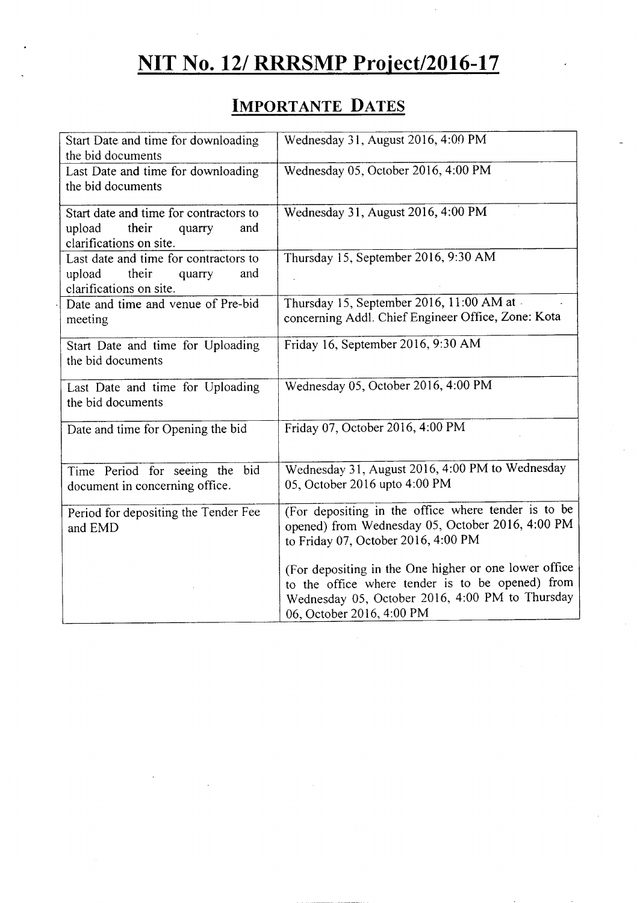# NIT No. 12/ RRRSMP Project/2016-17

## IMPORTANTE DATES

| | |
|---|---|
| Start Date and time for downloading the bid documents | Wednesday 31, August 2016, 4:00 PM |
| Last Date and time for downloading the bid documents | Wednesday 05, October 2016, 4:00 PM |
| Start date and time for contractors to upload their quarry and clarifications on site. | Wednesday 31, August 2016, 4:00 PM |
| Last date and time for contractors to upload their quarry and clarifications on site. | Thursday 15, September 2016, 9:30 AM |
| Date and time and venue of Pre-bid meeting | Thursday 15, September 2016, 11:00 AM at concerning Addl. Chief Engineer Office, Zone: Kota |
| Start Date and time for Uploading the bid documents | Friday 16, September 2016, 9:30 AM |
| Last Date and time for Uploading the bid documents | Wednesday 05, October 2016, 4:00 PM |
| Date and time for Opening the bid | Friday 07, October 2016, 4:00 PM |
| Time Period for seeing the bid document in concerning office. | Wednesday 31, August 2016, 4:00 PM to Wednesday 05, October 2016 upto 4:00 PM |
| Period for depositing the Tender Fee and EMD | (For depositing in the office where tender is to be opened) from Wednesday 05, October 2016, 4:00 PM to Friday 07, October 2016, 4:00 PM<br><br>(For depositing in the One higher or one lower office to the office where tender is to be opened) from Wednesday 05, October 2016, 4:00 PM to Thursday 06, October 2016, 4:00 PM |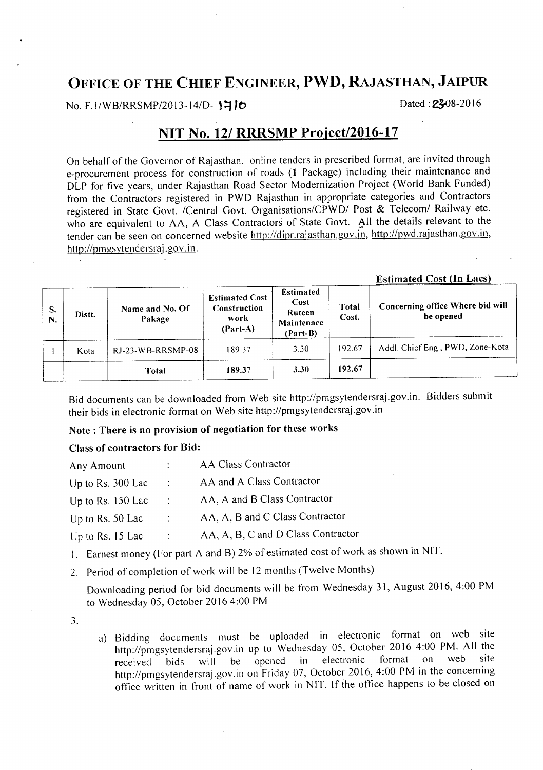# OFFICE OF THE CHIEF ENGINEER, PWD, RAJASTHAN, JAIPUR

No. F.1/WB/RRSMP/2013-14/D- 1710 Dated : 23-08-2016

## NIT No. 12/ RRRSMP Project/2016-17

On behalf of the Governor of Rajasthan, online tenders in prescribed format, are invited through e-procurement process for construction of roads (1 Package) including their maintenance and DLP for five years, under Rajasthan Road Sector Modernization Project (World Bank Funded) from the Contractors registered in PWD Rajasthan in appropriate categories and Contractors registered in State Govt. /Central Govt. Organisations/CPWD/ Post & Telecom/ Railway etc. who are equivalent to AA, A Class Contractors of State Govt. All the details relevant to the tender can be seen on concerned website http://dipr.rajasthan.gov.in, http://pwd.rajasthan.gov.in, http://pmgsytendersraj.gov.in.

**Estimated Cost (In Lacs)**

| S. N. | Distt. | Name and No. Of Pakage | Estimated Cost Construction work (Part-A) | Estimated Cost Ruteen Maintenace (Part-B) | Total Cost. | Concerning office Where bid will be opened |
|---|---|---|---|---|---|---|
| 1 | Kota | RJ-23-WB-RRSMP-08 | 189.37 | 3.30 | 192.67 | Addl. Chief Eng., PWD, Zone-Kota |
| | | Total | 189.37 | 3.30 | 192.67 | |

Bid documents can be downloaded from Web site http://pmgsytendersraj.gov.in. Bidders submit their bids in electronic format on Web site http://pmgsytendersraj.gov.in

**Note : There is no provision of negotiation for these works**

**Class of contractors for Bid:**

| | | |
|---|---|---|
| Any Amount | : | AA Class Contractor |
| Up to Rs. 300 Lac | : | AA and A Class Contractor |
| Up to Rs. 150 Lac | : | AA, A and B Class Contractor |
| Up to Rs. 50 Lac | : | AA, A, B and C Class Contractor |
| Up to Rs. 15 Lac | : | AA, A, B, C and D Class Contractor |

1. Earnest money (For part A and B) 2% of estimated cost of work as shown in NIT.
2. Period of completion of work will be 12 months (Twelve Months)

   Downloading period for bid documents will be from Wednesday 31, August 2016, 4:00 PM to Wednesday 05, October 2016 4:00 PM

3.
   a) Bidding documents must be uploaded in electronic format on web site http://pmgsytendersraj.gov.in up to Wednesday 05, October 2016 4:00 PM. All the received bids will be opened in electronic format on web site http://pmgsytendersraj.gov.in on Friday 07, October 2016, 4:00 PM in the concerning office written in front of name of work in NIT. If the office happens to be closed on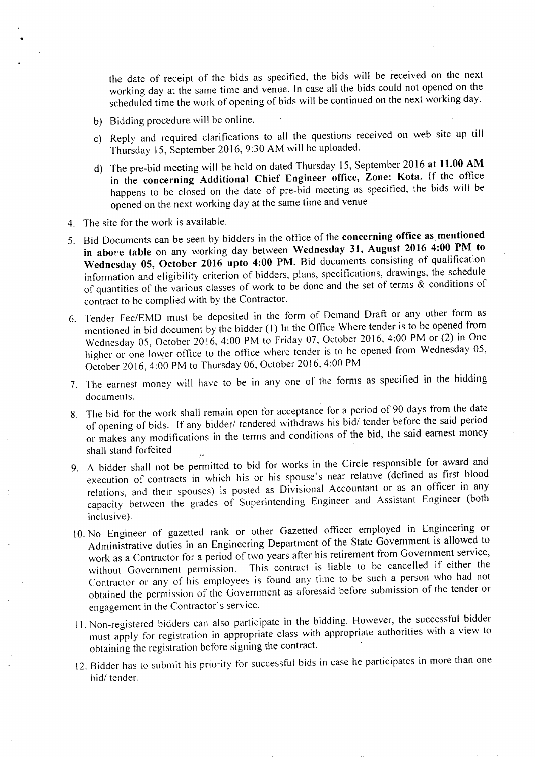the date of receipt of the bids as specified, the bids will be received on the next working day at the same time and venue. In case all the bids could not opened on the scheduled time the work of opening of bids will be continued on the next working day.

b) Bidding procedure will be online.

c) Reply and required clarifications to all the questions received on web site up till Thursday 15, September 2016, 9:30 AM will be uploaded.

d) The pre-bid meeting will be held on dated Thursday 15, September 2016 **at 11.00 AM** in the **concerning Additional Chief Engineer office, Zone: Kota.** If the office happens to be closed on the date of pre-bid meeting as specified, the bids will be opened on the next working day at the same time and venue

4. The site for the work is available.

5. Bid Documents can be seen by bidders in the office of the **concerning office as mentioned in above table** on any working day between **Wednesday 31, August 2016 4:00 PM to Wednesday 05, October 2016 upto 4:00 PM.** Bid documents consisting of qualification information and eligibility criterion of bidders, plans, specifications, drawings, the schedule of quantities of the various classes of work to be done and the set of terms & conditions of contract to be complied with by the Contractor.

6. Tender Fee/EMD must be deposited in the form of Demand Draft or any other form as mentioned in bid document by the bidder (1) In the Office Where tender is to be opened from Wednesday 05, October 2016, 4:00 PM to Friday 07, October 2016, 4:00 PM or (2) in One higher or one lower office to the office where tender is to be opened from Wednesday 05, October 2016, 4:00 PM to Thursday 06, October 2016, 4:00 PM

7. The earnest money will have to be in any one of the forms as specified in the bidding documents.

8. The bid for the work shall remain open for acceptance for a period of 90 days from the date of opening of bids. If any bidder/ tendered withdraws his bid/ tender before the said period or makes any modifications in the terms and conditions of the bid, the said earnest money shall stand forfeited

9. A bidder shall not be permitted to bid for works in the Circle responsible for award and execution of contracts in which his or his spouse's near relative (defined as first blood relations, and their spouses) is posted as Divisional Accountant or as an officer in any capacity between the grades of Superintending Engineer and Assistant Engineer (both inclusive).

10. No Engineer of gazetted rank or other Gazetted officer employed in Engineering or Administrative duties in an Engineering Department of the State Government is allowed to work as a Contractor for a period of two years after his retirement from Government service, without Government permission. This contract is liable to be cancelled if either the Contractor or any of his employees is found any time to be such a person who had not obtained the permission of the Government as aforesaid before submission of the tender or engagement in the Contractor's service.

11. Non-registered bidders can also participate in the bidding. However, the successful bidder must apply for registration in appropriate class with appropriate authorities with a view to obtaining the registration before signing the contract.

12. Bidder has to submit his priority for successful bids in case he participates in more than one bid/ tender.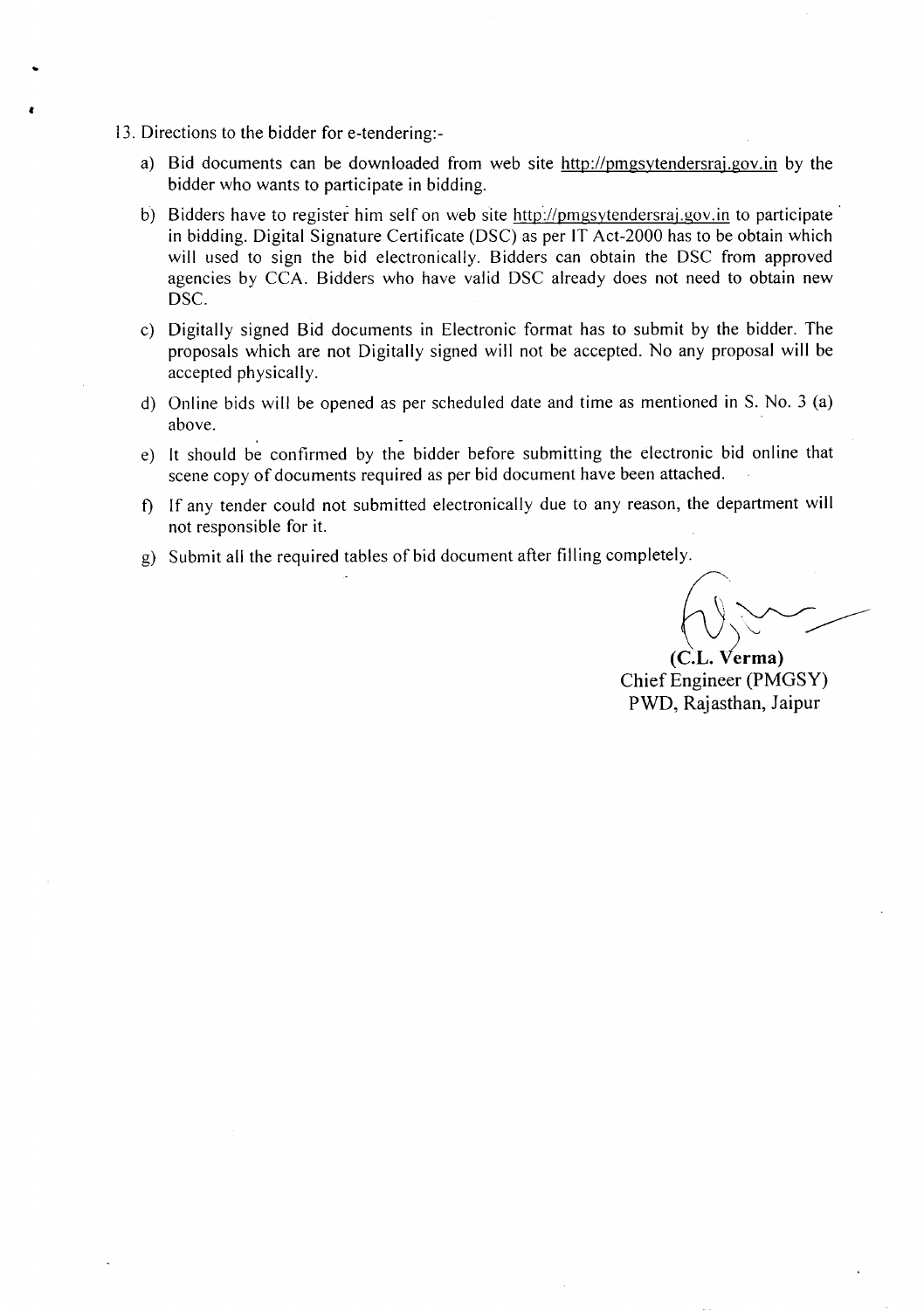13. Directions to the bidder for e-tendering:-

   a) Bid documents can be downloaded from web site http://pmgsytendersraj.gov.in by the bidder who wants to participate in bidding.

   b) Bidders have to register him self on web site http://pmgsytendersraj.gov.in to participate in bidding. Digital Signature Certificate (DSC) as per IT Act-2000 has to be obtain which will used to sign the bid electronically. Bidders can obtain the DSC from approved agencies by CCA. Bidders who have valid DSC already does not need to obtain new DSC.

   c) Digitally signed Bid documents in Electronic format has to submit by the bidder. The proposals which are not Digitally signed will not be accepted. No any proposal will be accepted physically.

   d) Online bids will be opened as per scheduled date and time as mentioned in S. No. 3 (a) above.

   e) It should be confirmed by the bidder before submitting the electronic bid online that scene copy of documents required as per bid document have been attached.

   f) If any tender could not submitted electronically due to any reason, the department will not responsible for it.

   g) Submit all the required tables of bid document after filling completely.

**(C.L. Verma)**
Chief Engineer (PMGSY)
PWD, Rajasthan, Jaipur